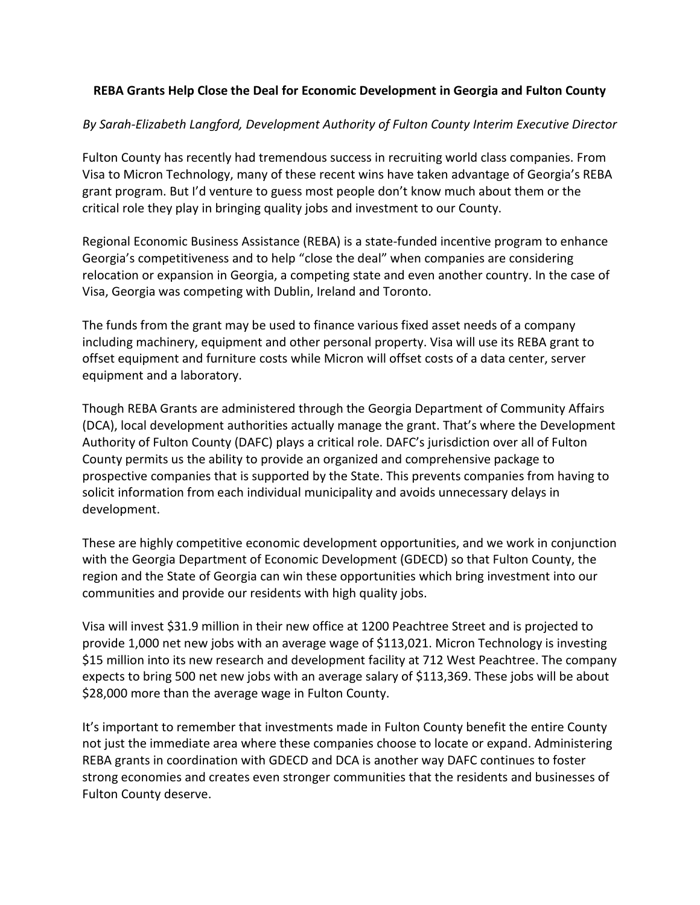# REBA Grants Help Close the Deal for Economic Development in Georgia and Fulton County

*By Sarah-Elizabeth Langford, Development Authority of Fulton County Interim Executive Director*

Fulton County has recently had tremendous success in recruiting world class companies. From Visa to Micron Technology, many of these recent wins have taken advantage of Georgia's REBA grant program. But I'd venture to guess most people don't know much about them or the critical role they play in bringing quality jobs and investment to our County.

Regional Economic Business Assistance (REBA) is a state-funded incentive program to enhance Georgia's competitiveness and to help "close the deal" when companies are considering relocation or expansion in Georgia, a competing state and even another country. In the case of Visa, Georgia was competing with Dublin, Ireland and Toronto.

The funds from the grant may be used to finance various fixed asset needs of a company including machinery, equipment and other personal property. Visa will use its REBA grant to offset equipment and furniture costs while Micron will offset costs of a data center, server equipment and a laboratory.

Though REBA Grants are administered through the Georgia Department of Community Affairs (DCA), local development authorities actually manage the grant. That's where the Development Authority of Fulton County (DAFC) plays a critical role. DAFC's jurisdiction over all of Fulton County permits us the ability to provide an organized and comprehensive package to prospective companies that is supported by the State. This prevents companies from having to solicit information from each individual municipality and avoids unnecessary delays in development.

These are highly competitive economic development opportunities, and we work in conjunction with the Georgia Department of Economic Development (GDECD) so that Fulton County, the region and the State of Georgia can win these opportunities which bring investment into our communities and provide our residents with high quality jobs.

Visa will invest $31.9 million in their new office at 1200 Peachtree Street and is projected to provide 1,000 net new jobs with an average wage of $113,021. Micron Technology is investing $15 million into its new research and development facility at 712 West Peachtree. The company expects to bring 500 net new jobs with an average salary of $113,369. These jobs will be about $28,000 more than the average wage in Fulton County.

It's important to remember that investments made in Fulton County benefit the entire County not just the immediate area where these companies choose to locate or expand. Administering REBA grants in coordination with GDECD and DCA is another way DAFC continues to foster strong economies and creates even stronger communities that the residents and businesses of Fulton County deserve.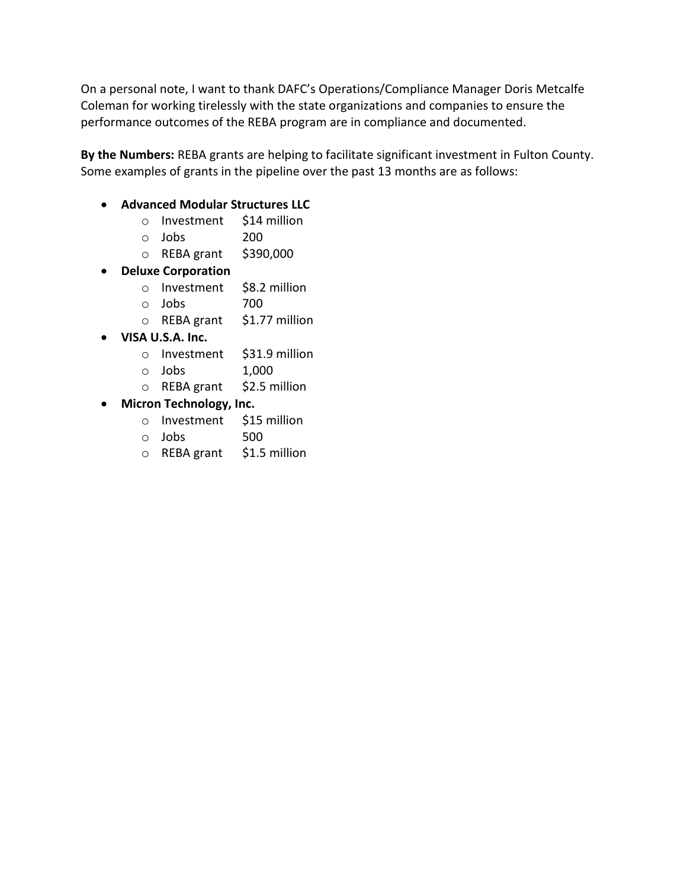On a personal note, I want to thank DAFC's Operations/Compliance Manager Doris Metcalfe Coleman for working tirelessly with the state organizations and companies to ensure the performance outcomes of the REBA program are in compliance and documented.

**By the Numbers:** REBA grants are helping to facilitate significant investment in Fulton County. Some examples of grants in the pipeline over the past 13 months are as follows:

- **Advanced Modular Structures LLC**
  - Investment $14 million
  - Jobs 200
  - REBA grant $390,000
- **Deluxe Corporation**
  - Investment $8.2 million
  - Jobs 700
  - REBA grant $1.77 million
- **VISA U.S.A. Inc.**
  - Investment $31.9 million
  - Jobs 1,000
  - REBA grant $2.5 million
- **Micron Technology, Inc.**
  - Investment $15 million
  - Jobs 500
  - REBA grant $1.5 million